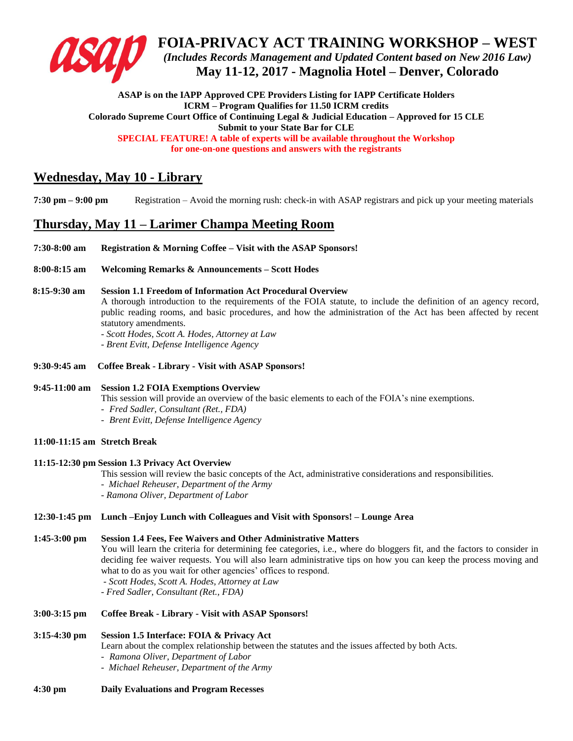# FOIA-PRIVACY ACT TRAINING WORKSHOP – WEST

*(Includes Records Management and Updated Content based on New 2016 Law)*

**May 11-12, 2017 - Magnolia Hotel – Denver, Colorado**

**ASAP is on the IAPP Approved CPE Providers Listing for IAPP Certificate Holders**
**ICRM – Program Qualifies for 11.50 ICRM credits**
**Colorado Supreme Court Office of Continuing Legal & Judicial Education – Approved for 15 CLE**
**Submit to your State Bar for CLE**
**SPECIAL FEATURE! A table of experts will be available throughout the Workshop for one-on-one questions and answers with the registrants**

## Wednesday, May 10 - Library

**7:30 pm – 9:00 pm** Registration – Avoid the morning rush: check-in with ASAP registrars and pick up your meeting materials

## Thursday, May 11 – Larimer Champa Meeting Room

**7:30-8:00 am** **Registration & Morning Coffee – Visit with the ASAP Sponsors!**

**8:00-8:15 am** **Welcoming Remarks & Announcements – Scott Hodes**

**8:15-9:30 am** **Session 1.1 Freedom of Information Act Procedural Overview**
A thorough introduction to the requirements of the FOIA statute, to include the definition of an agency record, public reading rooms, and basic procedures, and how the administration of the Act has been affected by recent statutory amendments.
- *Scott Hodes, Scott A. Hodes, Attorney at Law*
- *Brent Evitt, Defense Intelligence Agency*

**9:30-9:45 am** **Coffee Break - Library - Visit with ASAP Sponsors!**

**9:45-11:00 am** **Session 1.2 FOIA Exemptions Overview**
This session will provide an overview of the basic elements to each of the FOIA's nine exemptions.
- *Fred Sadler, Consultant (Ret., FDA)*
- *Brent Evitt, Defense Intelligence Agency*

**11:00-11:15 am** **Stretch Break**

**11:15-12:30 pm** **Session 1.3 Privacy Act Overview**
This session will review the basic concepts of the Act, administrative considerations and responsibilities.
- *Michael Reheuser, Department of the Army*
- *Ramona Oliver, Department of Labor*

**12:30-1:45 pm** **Lunch –Enjoy Lunch with Colleagues and Visit with Sponsors! – Lounge Area**

**1:45-3:00 pm** **Session 1.4 Fees, Fee Waivers and Other Administrative Matters**
You will learn the criteria for determining fee categories, i.e., where do bloggers fit, and the factors to consider in deciding fee waiver requests. You will also learn administrative tips on how you can keep the process moving and what to do as you wait for other agencies' offices to respond.
- *Scott Hodes, Scott A. Hodes, Attorney at Law*
- *Fred Sadler, Consultant (Ret., FDA)*

**3:00-3:15 pm** **Coffee Break - Library - Visit with ASAP Sponsors!**

**3:15-4:30 pm** **Session 1.5 Interface: FOIA & Privacy Act**
Learn about the complex relationship between the statutes and the issues affected by both Acts.
- *Ramona Oliver, Department of Labor*
- *Michael Reheuser, Department of the Army*

**4:30 pm** **Daily Evaluations and Program Recesses**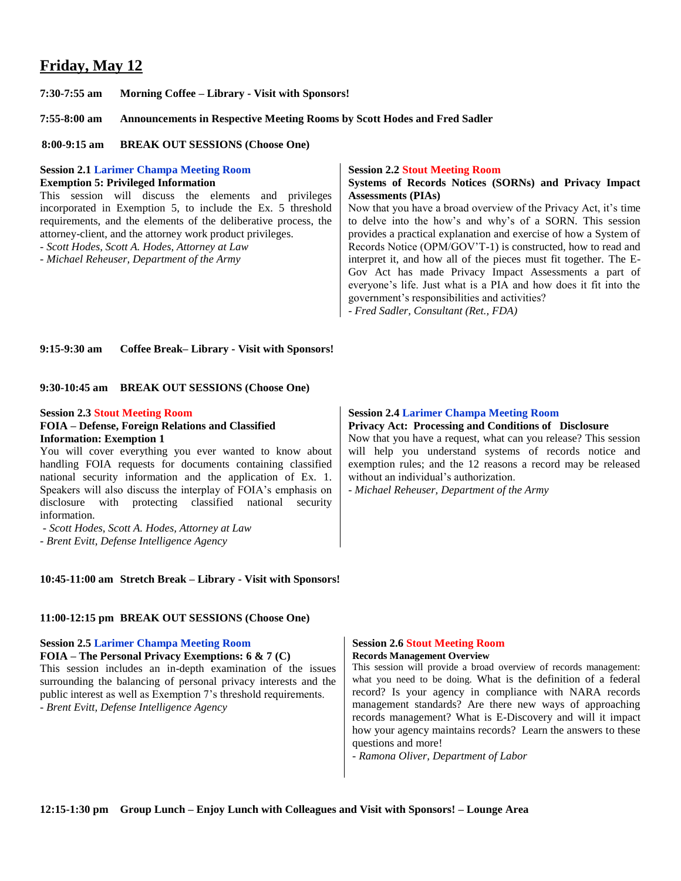# Friday, May 12

**7:30-7:55 am Morning Coffee – Library - Visit with Sponsors!**

**7:55-8:00 am Announcements in Respective Meeting Rooms by Scott Hodes and Fred Sadler**

**8:00-9:15 am BREAK OUT SESSIONS (Choose One)**

**Session 2.1 Larimer Champa Meeting Room**
**Exemption 5: Privileged Information**
This session will discuss the elements and privileges incorporated in Exemption 5, to include the Ex. 5 threshold requirements, and the elements of the deliberative process, the attorney-client, and the attorney work product privileges.
*- Scott Hodes, Scott A. Hodes, Attorney at Law*
*- Michael Reheuser, Department of the Army*

**Session 2.2 Stout Meeting Room**
**Systems of Records Notices (SORNs) and Privacy Impact Assessments (PIAs)**
Now that you have a broad overview of the Privacy Act, it's time to delve into the how's and why's of a SORN. This session provides a practical explanation and exercise of how a System of Records Notice (OPM/GOV'T-1) is constructed, how to read and interpret it, and how all of the pieces must fit together. The E-Gov Act has made Privacy Impact Assessments a part of everyone's life. Just what is a PIA and how does it fit into the government's responsibilities and activities?
*- Fred Sadler, Consultant (Ret., FDA)*

**9:15-9:30 am Coffee Break– Library - Visit with Sponsors!**

**9:30-10:45 am BREAK OUT SESSIONS (Choose One)**

**Session 2.3 Stout Meeting Room**
**FOIA – Defense, Foreign Relations and Classified Information: Exemption 1**
You will cover everything you ever wanted to know about handling FOIA requests for documents containing classified national security information and the application of Ex. 1. Speakers will also discuss the interplay of FOIA's emphasis on disclosure with protecting classified national security information.
*- Scott Hodes, Scott A. Hodes, Attorney at Law*
*- Brent Evitt, Defense Intelligence Agency*

**Session 2.4 Larimer Champa Meeting Room**
**Privacy Act: Processing and Conditions of Disclosure**
Now that you have a request, what can you release? This session will help you understand systems of records notice and exemption rules; and the 12 reasons a record may be released without an individual's authorization.
*- Michael Reheuser, Department of the Army*

**10:45-11:00 am Stretch Break – Library - Visit with Sponsors!**

**11:00-12:15 pm BREAK OUT SESSIONS (Choose One)**

**Session 2.5 Larimer Champa Meeting Room**
**FOIA – The Personal Privacy Exemptions: 6 & 7 (C)**
This session includes an in-depth examination of the issues surrounding the balancing of personal privacy interests and the public interest as well as Exemption 7's threshold requirements.
*- Brent Evitt, Defense Intelligence Agency*

**Session 2.6 Stout Meeting Room**
**Records Management Overview**
This session will provide a broad overview of records management: what you need to be doing. What is the definition of a federal record? Is your agency in compliance with NARA records management standards? Are there new ways of approaching records management? What is E-Discovery and will it impact how your agency maintains records? Learn the answers to these questions and more!
*- Ramona Oliver, Department of Labor*

**12:15-1:30 pm Group Lunch – Enjoy Lunch with Colleagues and Visit with Sponsors! – Lounge Area**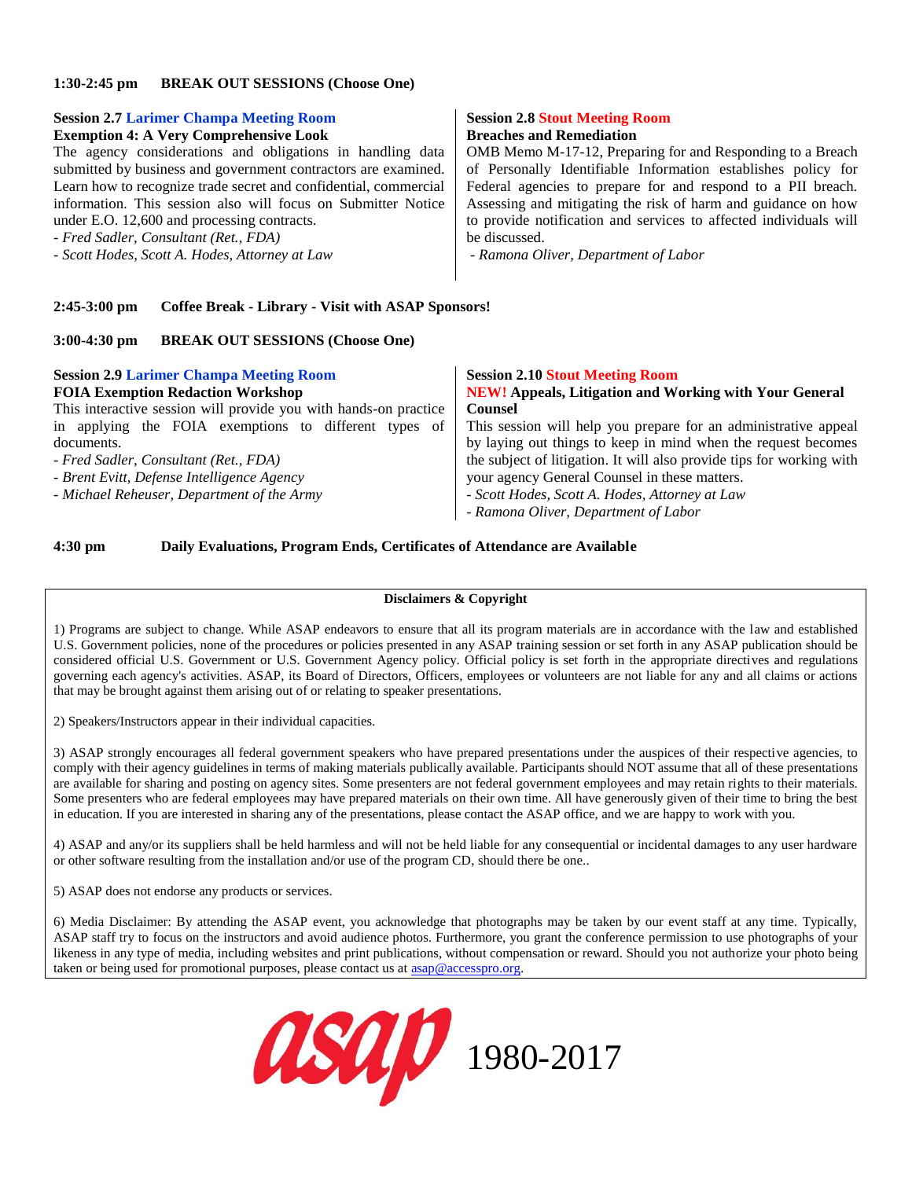**1:30-2:45 pm BREAK OUT SESSIONS (Choose One)**

**Session 2.7 Larimer Champa Meeting Room**
**Exemption 4: A Very Comprehensive Look**
The agency considerations and obligations in handling data submitted by business and government contractors are examined. Learn how to recognize trade secret and confidential, commercial information. This session also will focus on Submitter Notice under E.O. 12,600 and processing contracts.
*- Fred Sadler, Consultant (Ret., FDA)*
*- Scott Hodes, Scott A. Hodes, Attorney at Law*

**Session 2.8 Stout Meeting Room**
**Breaches and Remediation**
OMB Memo M-17-12, Preparing for and Responding to a Breach of Personally Identifiable Information establishes policy for Federal agencies to prepare for and respond to a PII breach. Assessing and mitigating the risk of harm and guidance on how to provide notification and services to affected individuals will be discussed.
*- Ramona Oliver, Department of Labor*

**2:45-3:00 pm Coffee Break - Library - Visit with ASAP Sponsors!**

**3:00-4:30 pm BREAK OUT SESSIONS (Choose One)**

**Session 2.9 Larimer Champa Meeting Room**
**FOIA Exemption Redaction Workshop**
This interactive session will provide you with hands-on practice in applying the FOIA exemptions to different types of documents.
*- Fred Sadler, Consultant (Ret., FDA)*
*- Brent Evitt, Defense Intelligence Agency*
*- Michael Reheuser, Department of the Army*

**Session 2.10 Stout Meeting Room**
**NEW! Appeals, Litigation and Working with Your General Counsel**
This session will help you prepare for an administrative appeal by laying out things to keep in mind when the request becomes the subject of litigation. It will also provide tips for working with your agency General Counsel in these matters.
*- Scott Hodes, Scott A. Hodes, Attorney at Law*
*- Ramona Oliver, Department of Labor*

**4:30 pm Daily Evaluations, Program Ends, Certificates of Attendance are Available**

**Disclaimers & Copyright**

1) Programs are subject to change. While ASAP endeavors to ensure that all its program materials are in accordance with the law and established U.S. Government policies, none of the procedures or policies presented in any ASAP training session or set forth in any ASAP publication should be considered official U.S. Government or U.S. Government Agency policy. Official policy is set forth in the appropriate directives and regulations governing each agency's activities. ASAP, its Board of Directors, Officers, employees or volunteers are not liable for any and all claims or actions that may be brought against them arising out of or relating to speaker presentations.

2) Speakers/Instructors appear in their individual capacities.

3) ASAP strongly encourages all federal government speakers who have prepared presentations under the auspices of their respective agencies, to comply with their agency guidelines in terms of making materials publically available. Participants should NOT assume that all of these presentations are available for sharing and posting on agency sites. Some presenters are not federal government employees and may retain rights to their materials. Some presenters who are federal employees may have prepared materials on their own time. All have generously given of their time to bring the best in education. If you are interested in sharing any of the presentations, please contact the ASAP office, and we are happy to work with you.

4) ASAP and any/or its suppliers shall be held harmless and will not be held liable for any consequential or incidental damages to any user hardware or other software resulting from the installation and/or use of the program CD, should there be one..

5) ASAP does not endorse any products or services.

6) Media Disclaimer: By attending the ASAP event, you acknowledge that photographs may be taken by our event staff at any time. Typically, ASAP staff try to focus on the instructors and avoid audience photos. Furthermore, you grant the conference permission to use photographs of your likeness in any type of media, including websites and print publications, without compensation or reward. Should you not authorize your photo being taken or being used for promotional purposes, please contact us at asap@accesspro.org.

asap 1980-2017